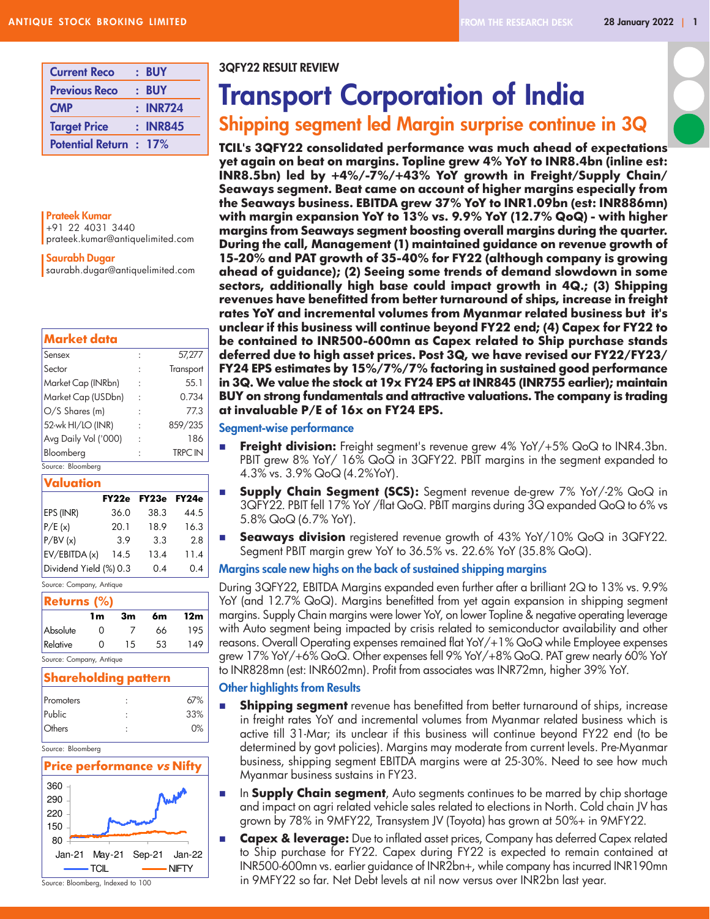| | |
|---|---|
| Current Reco | : BUY |
| Previous Reco | : BUY |
| CMP | : INR724 |
| Target Price | : INR845 |
| Potential Return | : 17% |

**Prateek Kumar**
+91 22 4031 3440
prateek.kumar@antiquelimited.com

**Saurabh Dugar**
saurabh.dugar@antiquelimited.com

## Market data

| | | |
|---|---|---|
| Sensex | : | 57,277 |
| Sector | : | Transport |
| Market Cap (INRbn) | : | 55.1 |
| Market Cap (USDbn) | : | 0.734 |
| O/S Shares (m) | : | 77.3 |
| 52-wk HI/LO (INR) | : | 859/235 |
| Avg Daily Vol ('000) | : | 186 |
| Bloomberg | : | TRPC IN |

Source: Bloomberg

## Valuation

| | FY22e | FY23e | FY24e |
|---|---|---|---|
| EPS (INR) | 36.0 | 38.3 | 44.5 |
| P/E (x) | 20.1 | 18.9 | 16.3 |
| P/BV (x) | 3.9 | 3.3 | 2.8 |
| EV/EBITDA (x) | 14.5 | 13.4 | 11.4 |
| Dividend Yield (%) | 0.3 | 0.4 | 0.4 |

Source: Company, Antique

## Returns (%)

| | 1m | 3m | 6m | 12m |
|---|---|---|---|---|
| Absolute | 0 | 7 | 66 | 195 |
| Relative | 0 | 15 | 53 | 149 |

Source: Company, Antique

## Shareholding pattern

| | | |
|---|---|---|
| Promoters | : | 67% |
| Public | : | 33% |
| Others | : | 0% |

Source: Bloomberg

## Price performance vs Nifty

Source: Bloomberg, Indexed to 100

3QFY22 RESULT REVIEW

# Transport Corporation of India

## Shipping segment led Margin surprise continue in 3Q

**TCIL's 3QFY22 consolidated performance was much ahead of expectations yet again on beat on margins. Topline grew 4% YoY to INR8.4bn (inline est: INR8.5bn) led by +4%/-7%/+43% YoY growth in Freight/Supply Chain/ Seaways segment. Beat came on account of higher margins especially from the Seaways business. EBITDA grew 37% YoY to INR1.09bn (est: INR886mn) with margin expansion YoY to 13% vs. 9.9% YoY (12.7% QoQ) - with higher margins from Seaways segment boosting overall margins during the quarter. During the call, Management (1) maintained guidance on revenue growth of 15-20% and PAT growth of 35-40% for FY22 (although company is growing ahead of guidance); (2) Seeing some trends of demand slowdown in some sectors, additionally high base could impact growth in 4Q.; (3) Shipping revenues have benefitted from better turnaround of ships, increase in freight rates YoY and incremental volumes from Myanmar related business but it's unclear if this business will continue beyond FY22 end; (4) Capex for FY22 to be contained to INR500-600mn as Capex related to Ship purchase stands deferred due to high asset prices. Post 3Q, we have revised our FY22/FY23/ FY24 EPS estimates by 15%/7%/7% factoring in sustained good performance in 3Q. We value the stock at 19x FY24 EPS at INR845 (INR755 earlier); maintain BUY on strong fundamentals and attractive valuations. The company is trading at invaluable P/E of 16x on FY24 EPS.**

### Segment-wise performance

- **Freight division:** Freight segment's revenue grew 4% YoY/+5% QoQ to INR4.3bn. PBIT grew 8% YoY/ 16% QoQ in 3QFY22. PBIT margins in the segment expanded to 4.3% vs. 3.9% QoQ (4.2%YoY).
- **Supply Chain Segment (SCS):** Segment revenue de-grew 7% YoY/-2% QoQ in 3QFY22. PBIT fell 17% YoY /flat QoQ. PBIT margins during 3Q expanded QoQ to 6% vs 5.8% QoQ (6.7% YoY).
- **Seaways division** registered revenue growth of 43% YoY/10% QoQ in 3QFY22. Segment PBIT margin grew YoY to 36.5% vs. 22.6% YoY (35.8% QoQ).

### Margins scale new highs on the back of sustained shipping margins

During 3QFY22, EBITDA Margins expanded even further after a brilliant 2Q to 13% vs. 9.9% YoY (and 12.7% QoQ). Margins benefitted from yet again expansion in shipping segment margins. Supply Chain margins were lower YoY, on lower Topline & negative operating leverage with Auto segment being impacted by crisis related to semiconductor availability and other reasons. Overall Operating expenses remained flat YoY/+1% QoQ while Employee expenses grew 17% YoY/+6% QoQ. Other expenses fell 9% YoY/+8% QoQ. PAT grew nearly 60% YoY to INR828mn (est: INR602mn). Profit from associates was INR72mn, higher 39% YoY.

### Other highlights from Results

- **Shipping segment** revenue has benefitted from better turnaround of ships, increase in freight rates YoY and incremental volumes from Myanmar related business which is active till 31-Mar; its unclear if this business will continue beyond FY22 end (to be determined by govt policies). Margins may moderate from current levels. Pre-Myanmar business, shipping segment EBITDA margins were at 25-30%. Need to see how much Myanmar business sustains in FY23.
- In **Supply Chain segment**, Auto segments continues to be marred by chip shortage and impact on agri related vehicle sales related to elections in North. Cold chain JV has grown by 78% in 9MFY22, Transystem JV (Toyota) has grown at 50%+ in 9MFY22.
- **Capex & leverage:** Due to inflated asset prices, Company has deferred Capex related to Ship purchase for FY22. Capex during FY22 is expected to remain contained at INR500-600mn vs. earlier guidance of INR2bn+, while company has incurred INR190mn in 9MFY22 so far. Net Debt levels at nil now versus over INR2bn last year.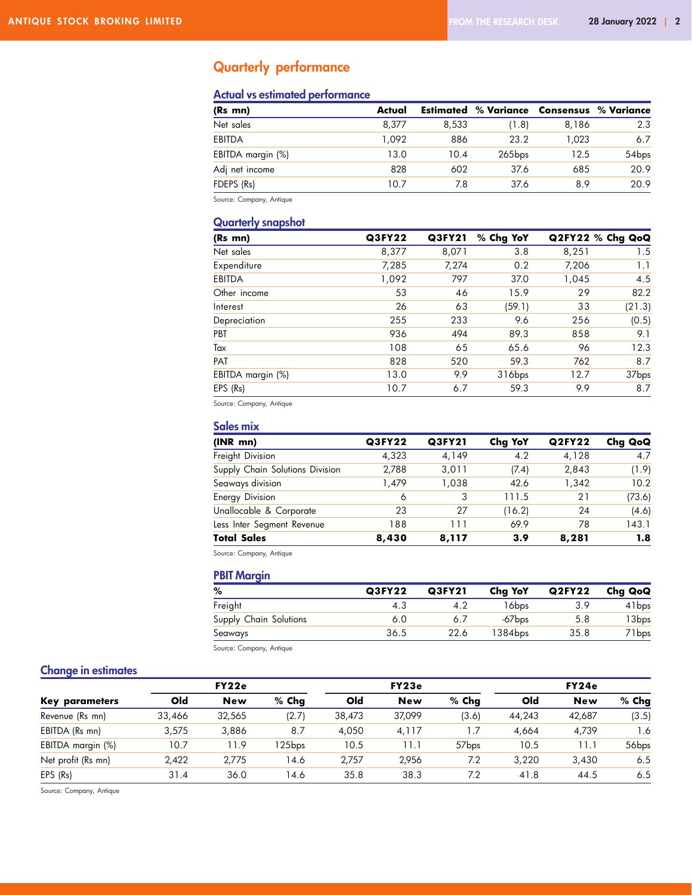## Quarterly performance

### Actual vs estimated performance

| (Rs mn) | Actual | Estimated | % Variance | Consensus | % Variance |
|---|---|---|---|---|---|
| Net sales | 8,377 | 8,533 | (1.8) | 8,186 | 2.3 |
| EBITDA | 1,092 | 886 | 23.2 | 1,023 | 6.7 |
| EBITDA margin (%) | 13.0 | 10.4 | 265bps | 12.5 | 54bps |
| Adj net income | 828 | 602 | 37.6 | 685 | 20.9 |
| FDEPS (Rs) | 10.7 | 7.8 | 37.6 | 8.9 | 20.9 |

Source: Company, Antique

### Quarterly snapshot

| (Rs mn) | Q3FY22 | Q3FY21 | % Chg YoY | Q2FY22 | % Chg QoQ |
|---|---|---|---|---|---|
| Net sales | 8,377 | 8,071 | 3.8 | 8,251 | 1.5 |
| Expenditure | 7,285 | 7,274 | 0.2 | 7,206 | 1.1 |
| EBITDA | 1,092 | 797 | 37.0 | 1,045 | 4.5 |
| Other income | 53 | 46 | 15.9 | 29 | 82.2 |
| Interest | 26 | 63 | (59.1) | 33 | (21.3) |
| Depreciation | 255 | 233 | 9.6 | 256 | (0.5) |
| PBT | 936 | 494 | 89.3 | 858 | 9.1 |
| Tax | 108 | 65 | 65.6 | 96 | 12.3 |
| PAT | 828 | 520 | 59.3 | 762 | 8.7 |
| EBITDA margin (%) | 13.0 | 9.9 | 316bps | 12.7 | 37bps |
| EPS (Rs) | 10.7 | 6.7 | 59.3 | 9.9 | 8.7 |

Source: Company, Antique

### Sales mix

| (INR mn) | Q3FY22 | Q3FY21 | Chg YoY | Q2FY22 | Chg QoQ |
|---|---|---|---|---|---|
| Freight Division | 4,323 | 4,149 | 4.2 | 4,128 | 4.7 |
| Supply Chain Solutions Division | 2,788 | 3,011 | (7.4) | 2,843 | (1.9) |
| Seaways division | 1,479 | 1,038 | 42.6 | 1,342 | 10.2 |
| Energy Division | 6 | 3 | 111.5 | 21 | (73.6) |
| Unallocable & Corporate | 23 | 27 | (16.2) | 24 | (4.6) |
| Less Inter Segment Revenue | 188 | 111 | 69.9 | 78 | 143.1 |
| **Total Sales** | **8,430** | **8,117** | **3.9** | **8,281** | **1.8** |

Source: Company, Antique

### PBIT Margin

| % | Q3FY22 | Q3FY21 | Chg YoY | Q2FY22 | Chg QoQ |
|---|---|---|---|---|---|
| Freight | 4.3 | 4.2 | 16bps | 3.9 | 41bps |
| Supply Chain Solutions | 6.0 | 6.7 | -67bps | 5.8 | 13bps |
| Seaways | 36.5 | 22.6 | 1384bps | 35.8 | 71bps |

Source: Company, Antique

### Change in estimates

| | FY22e | | | FY23e | | | FY24e | | |
|---|---|---|---|---|---|---|---|---|---|
| Key parameters | Old | New | % Chg | Old | New | % Chg | Old | New | % Chg |
| Revenue (Rs mn) | 33,466 | 32,565 | (2.7) | 38,473 | 37,099 | (3.6) | 44,243 | 42,687 | (3.5) |
| EBITDA (Rs mn) | 3,575 | 3,886 | 8.7 | 4,050 | 4,117 | 1.7 | 4,664 | 4,739 | 1.6 |
| EBITDA margin (%) | 10.7 | 11.9 | 125bps | 10.5 | 11.1 | 57bps | 10.5 | 11.1 | 56bps |
| Net profit (Rs mn) | 2,422 | 2,775 | 14.6 | 2,757 | 2,956 | 7.2 | 3,220 | 3,430 | 6.5 |
| EPS (Rs) | 31.4 | 36.0 | 14.6 | 35.8 | 38.3 | 7.2 | 41.8 | 44.5 | 6.5 |

Source: Company, Antique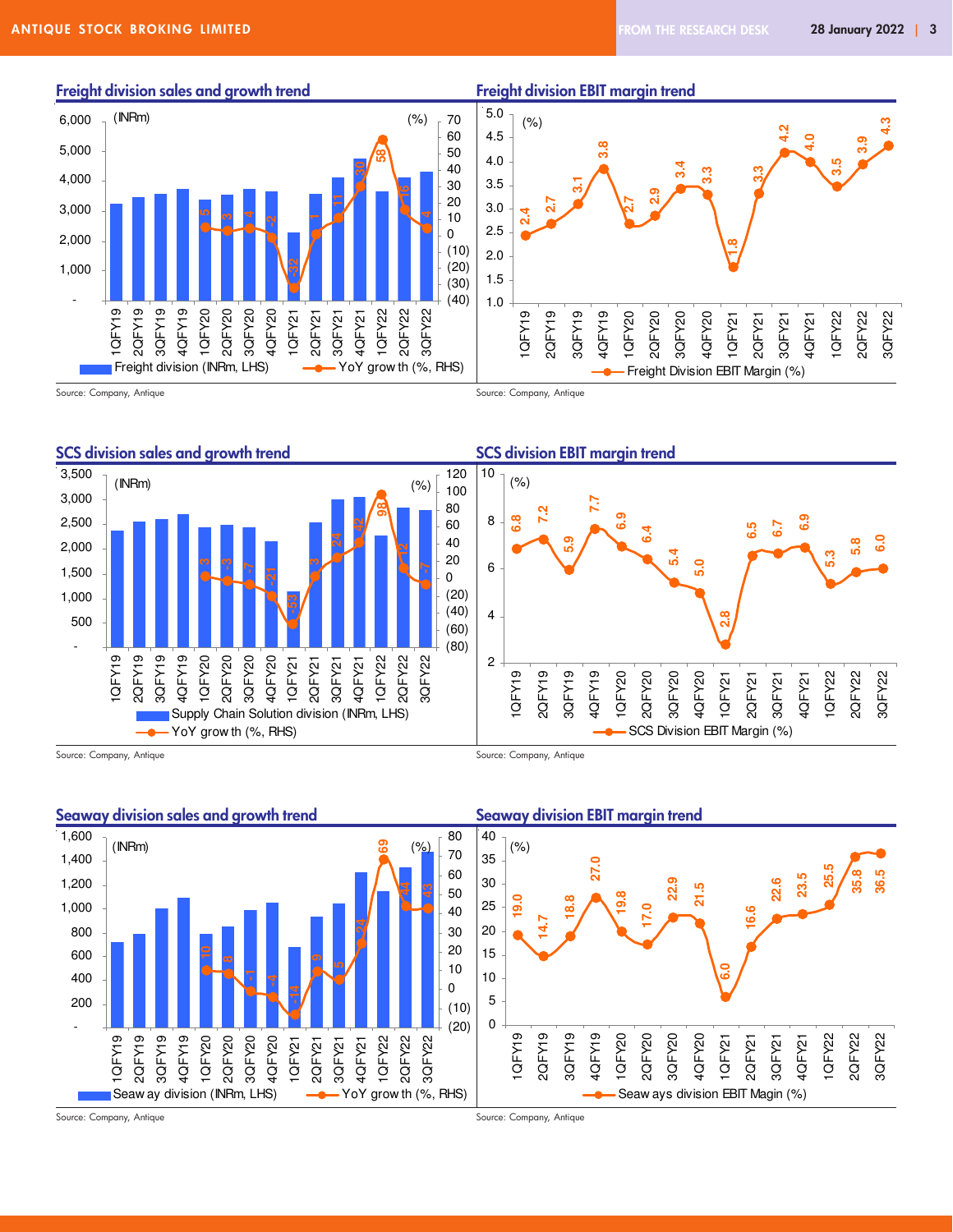## Freight division sales and growth trend

| Quarter | YoY growth (%, RHS) |
|---|---|
| 1QFY19 | |
| 2QFY19 | |
| 3QFY19 | |
| 4QFY19 | |
| 1QFY20 | 5 |
| 2QFY20 | 3 |
| 3QFY20 | 4 |
| 4QFY20 | -2 |
| 1QFY21 | -32 |
| 2QFY21 | 1 |
| 3QFY21 | 11 |
| 4QFY21 | 30 |
| 1QFY22 | 58 |
| 2QFY22 | 16 |
| 3QFY22 | 4 |

Freight division (INRm, LHS); YoY growth (%, RHS)

Source: Company, Antique

## Freight division EBIT margin trend

| Quarter | Freight Division EBIT Margin (%) |
|---|---|
| 1QFY19 | 2.4 |
| 2QFY19 | 2.7 |
| 3QFY19 | 3.1 |
| 4QFY19 | 3.8 |
| 1QFY20 | 2.7 |
| 2QFY20 | 2.9 |
| 3QFY20 | 3.4 |
| 4QFY20 | 3.3 |
| 1QFY21 | 1.8 |
| 2QFY21 | 3.3 |
| 3QFY21 | 4.2 |
| 4QFY21 | 4.0 |
| 1QFY22 | 3.5 |
| 2QFY22 | 3.9 |
| 3QFY22 | 4.3 |

Source: Company, Antique

## SCS division sales and growth trend

| Quarter | YoY growth (%, RHS) |
|---|---|
| 1QFY19 | |
| 2QFY19 | |
| 3QFY19 | |
| 4QFY19 | |
| 1QFY20 | 3 |
| 2QFY20 | -3 |
| 3QFY20 | -7 |
| 4QFY20 | -21 |
| 1QFY21 | -53 |
| 2QFY21 | 3 |
| 3QFY21 | 24 |
| 4QFY21 | 42 |
| 1QFY22 | 98 |
| 2QFY22 | 12 |
| 3QFY22 | -7 |

Supply Chain Solution division (INRm, LHS); YoY growth (%, RHS)

Source: Company, Antique

## SCS division EBIT margin trend

| Quarter | SCS Division EBIT Margin (%) |
|---|---|
| 1QFY19 | 6.8 |
| 2QFY19 | 7.2 |
| 3QFY19 | 5.9 |
| 4QFY19 | 7.7 |
| 1QFY20 | 6.9 |
| 2QFY20 | 6.4 |
| 3QFY20 | 5.4 |
| 4QFY20 | 5.0 |
| 1QFY21 | 2.8 |
| 2QFY21 | 6.5 |
| 3QFY21 | 6.7 |
| 4QFY21 | 6.9 |
| 1QFY22 | 5.3 |
| 2QFY22 | 5.8 |
| 3QFY22 | 6.0 |

Source: Company, Antique

## Seaway division sales and growth trend

| Quarter | YoY growth (%, RHS) |
|---|---|
| 1QFY19 | |
| 2QFY19 | |
| 3QFY19 | |
| 4QFY19 | |
| 1QFY20 | 10 |
| 2QFY20 | 8 |
| 3QFY20 | -1 |
| 4QFY20 | -4 |
| 1QFY21 | -14 |
| 2QFY21 | 9 |
| 3QFY21 | 5 |
| 4QFY21 | 24 |
| 1QFY22 | 69 |
| 2QFY22 | 44 |
| 3QFY22 | 43 |

Seaway division (INRm, LHS); YoY growth (%, RHS)

Source: Company, Antique

## Seaway division EBIT margin trend

| Quarter | Seaways division EBIT Magin (%) |
|---|---|
| 1QFY19 | 19.0 |
| 2QFY19 | 14.7 |
| 3QFY19 | 18.8 |
| 4QFY19 | 27.0 |
| 1QFY20 | 19.8 |
| 2QFY20 | 17.0 |
| 3QFY20 | 22.9 |
| 4QFY20 | 21.5 |
| 1QFY21 | 6.0 |
| 2QFY21 | 16.6 |
| 3QFY21 | 22.6 |
| 4QFY21 | 23.5 |
| 1QFY22 | 25.5 |
| 2QFY22 | 35.8 |
| 3QFY22 | 36.5 |

Source: Company, Antique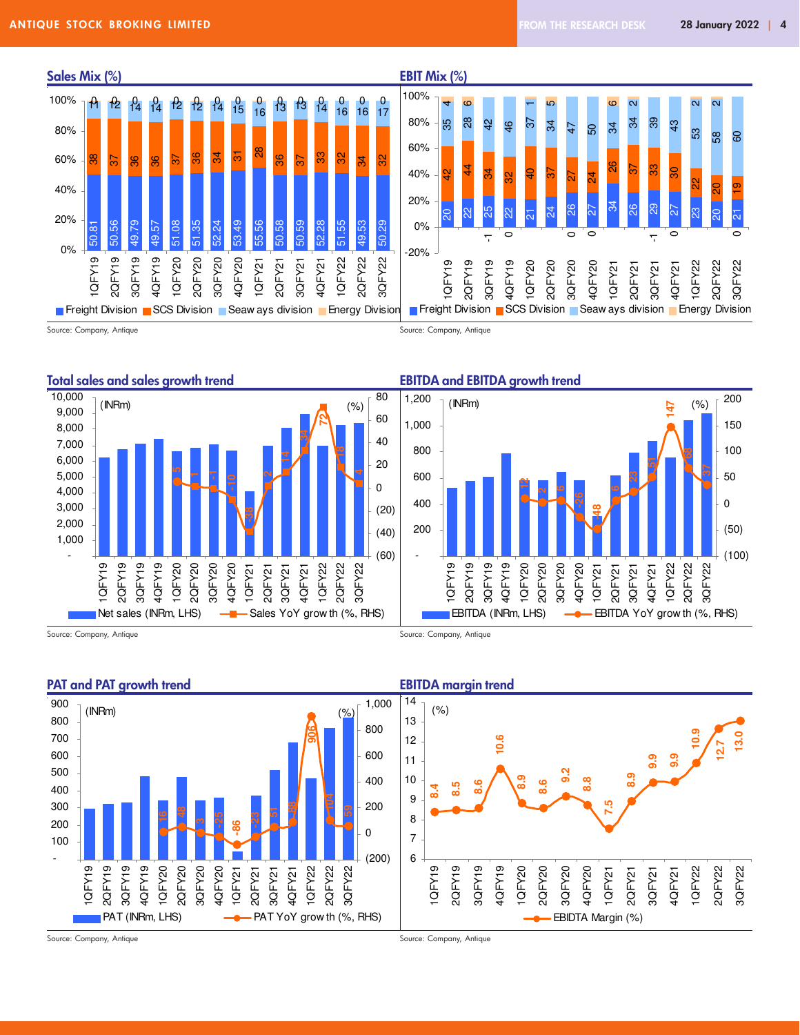## Sales Mix (%)

| Quarter | Freight Division | SCS Division | Seaways division | Energy Division |
|---|---|---|---|---|
| 1QFY19 | 50.81 | 38 | 11 | 0 |
| 2QFY19 | 50.56 | 37 | 12 | 0 |
| 3QFY19 | 49.79 | 36 | 14 | 0 |
| 4QFY19 | 49.57 | 36 | 14 | 0 |
| 1QFY20 | 51.08 | 37 | 12 | 0 |
| 2QFY20 | 51.35 | 36 | 12 | 0 |
| 3QFY20 | 52.24 | 34 | 14 | 0 |
| 4QFY20 | 53.49 | 31 | 15 | 0 |
| 1QFY21 | 55.56 | 28 | 16 | 0 |
| 2QFY21 | 50.58 | 36 | 13 | 0 |
| 3QFY21 | 50.59 | 37 | 13 | 0 |
| 4QFY21 | 52.28 | 33 | 14 | 0 |
| 1QFY22 | 51.55 | 32 | 16 | 0 |
| 2QFY22 | 49.53 | 34 | 16 | 0 |
| 3QFY22 | 50.29 | 32 | 17 | 0 |

Source: Company, Antique

## EBIT Mix (%)

| Quarter | Freight Division | SCS Division | Seaways division | Energy Division |
|---|---|---|---|---|
| 1QFY19 | 20 | 42 | 35 | 4 |
| 2QFY19 | 22 | 44 | 28 | 6 |
| 3QFY19 | 25 | 34 | 42 | -1 |
| 4QFY19 | 22 | 32 | 46 | 0 |
| 1QFY20 | 21 | 40 | 37 | 1 |
| 2QFY20 | 24 | 37 | 34 | 5 |
| 3QFY20 | 26 | 27 | 47 | 0 |
| 4QFY20 | 27 | 24 | 50 | 0 |
| 1QFY21 | 34 | 26 | 34 | 6 |
| 2QFY21 | 26 | 37 | 34 | 2 |
| 3QFY21 | 29 | 33 | 39 | -1 |
| 4QFY21 | 27 | 30 | 43 | 0 |
| 1QFY22 | 23 | 22 | 53 | 2 |
| 2QFY22 | 20 | 20 | 58 | 2 |
| 3QFY22 | 21 | 19 | 60 | 0 |

Source: Company, Antique

## Total sales and sales growth trend

| Quarter | Sales YoY growth (%, RHS) |
|---|---|
| 1QFY20 | 5 |
| 2QFY20 | 1 |
| 3QFY20 | -1 |
| 4QFY20 | -10 |
| 1QFY21 | -38 |
| 2QFY21 | 2 |
| 3QFY21 | 14 |
| 4QFY21 | 34 |
| 1QFY22 | 72 |
| 2QFY22 | 18 |
| 3QFY22 | 4 |

Net sales (INRm, LHS); Sales YoY growth (%, RHS)

Source: Company, Antique

## EBITDA and EBITDA growth trend

| Quarter | EBITDA YoY growth (%, RHS) |
|---|---|
| 1QFY20 | 12 |
| 2QFY20 | 2 |
| 3QFY20 | 6 |
| 4QFY20 | -26 |
| 1QFY21 | -48 |
| 2QFY21 | 6 |
| 3QFY21 | 23 |
| 4QFY21 | 51 |
| 1QFY22 | 147 |
| 2QFY22 | 68 |
| 3QFY22 | 37 |

EBITDA (INRm, LHS); EBITDA YoY growth (%, RHS)

Source: Company, Antique

## PAT and PAT growth trend

| Quarter | PAT YoY growth (%, RHS) |
|---|---|
| 1QFY20 | 16 |
| 2QFY20 | 48 |
| 3QFY20 | 3 |
| 4QFY20 | -25 |
| 1QFY21 | -86 |
| 2QFY21 | -23 |
| 3QFY21 | 51 |
| 4QFY21 | 88 |
| 1QFY22 | 906 |
| 2QFY22 | 104 |
| 3QFY22 | 59 |

PAT (INRm, LHS); PAT YoY growth (%, RHS)

Source: Company, Antique

## EBITDA margin trend

| Quarter | EBIDTA Margin (%) |
|---|---|
| 1QFY19 | 8.4 |
| 2QFY19 | 8.5 |
| 3QFY19 | 8.6 |
| 4QFY19 | 10.6 |
| 1QFY20 | 8.9 |
| 2QFY20 | 8.6 |
| 3QFY20 | 9.2 |
| 4QFY20 | 8.8 |
| 1QFY21 | 7.5 |
| 2QFY21 | 8.9 |
| 3QFY21 | 9.9 |
| 4QFY21 | 9.9 |
| 1QFY22 | 10.9 |
| 2QFY22 | 12.7 |
| 3QFY22 | 13.0 |

Source: Company, Antique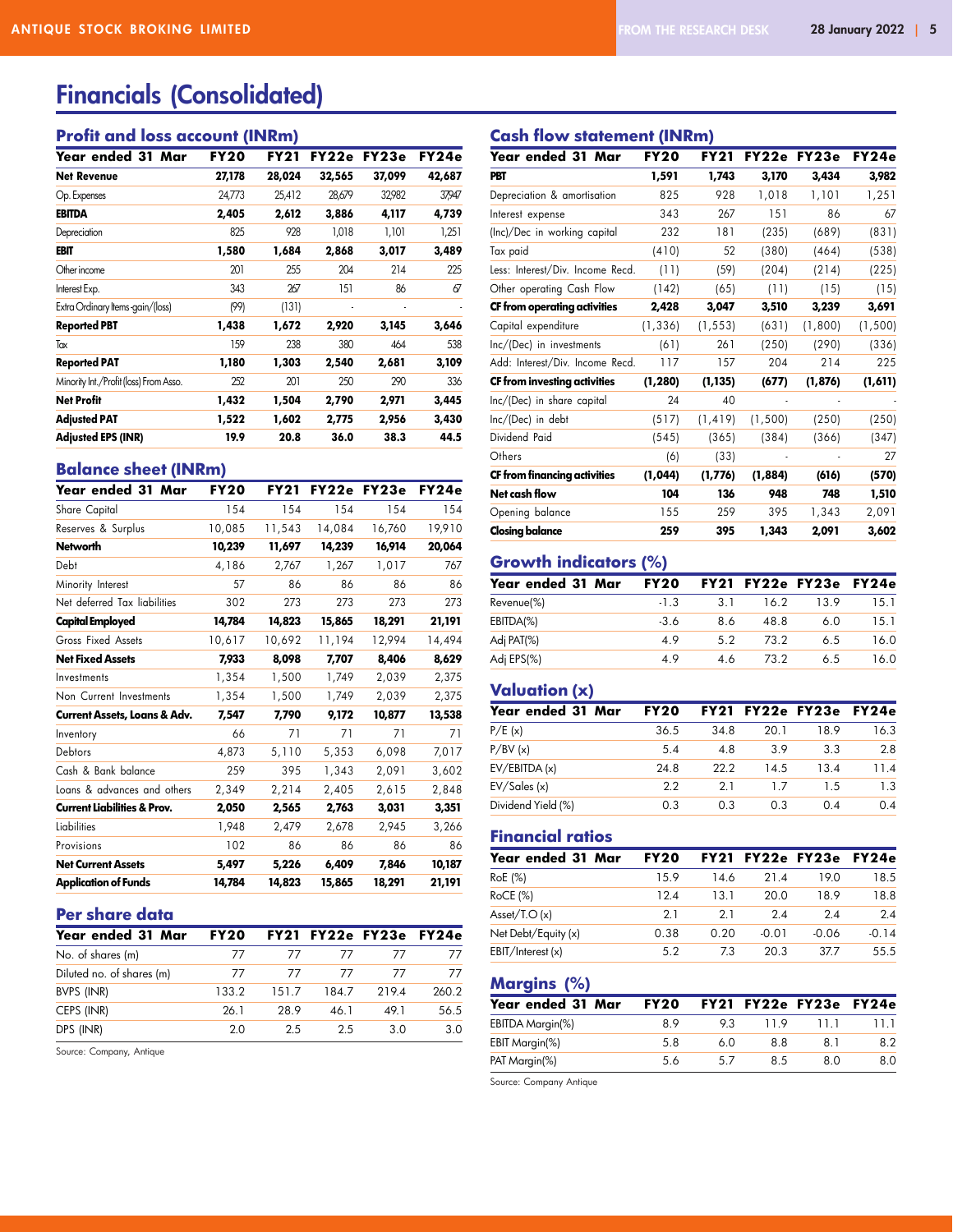# Financials (Consolidated)

## Profit and loss account (INRm)

| Year ended 31 Mar | FY20 | FY21 | FY22e | FY23e | FY24e |
|---|---|---|---|---|---|
| **Net Revenue** | **27,178** | **28,024** | **32,565** | **37,099** | **42,687** |
| Op. Expenses | 24,773 | 25,412 | 28,679 | 32,982 | 37,947 |
| **EBITDA** | **2,405** | **2,612** | **3,886** | **4,117** | **4,739** |
| Depreciation | 825 | 928 | 1,018 | 1,101 | 1,251 |
| **EBIT** | **1,580** | **1,684** | **2,868** | **3,017** | **3,489** |
| Other income | 201 | 255 | 204 | 214 | 225 |
| Interest Exp. | 343 | 267 | 151 | 86 | 67 |
| Extra Ordinary Items-gain/(loss) | (99) | (131) | - | - | - |
| **Reported PBT** | **1,438** | **1,672** | **2,920** | **3,145** | **3,646** |
| Tax | 159 | 238 | 380 | 464 | 538 |
| **Reported PAT** | **1,180** | **1,303** | **2,540** | **2,681** | **3,109** |
| Minority Int./Profit (loss) From Asso. | 252 | 201 | 250 | 290 | 336 |
| **Net Profit** | **1,432** | **1,504** | **2,790** | **2,971** | **3,445** |
| **Adjusted PAT** | **1,522** | **1,602** | **2,775** | **2,956** | **3,430** |
| **Adjusted EPS (INR)** | **19.9** | **20.8** | **36.0** | **38.3** | **44.5** |

## Balance sheet (INRm)

| Year ended 31 Mar | FY20 | FY21 | FY22e | FY23e | FY24e |
|---|---|---|---|---|---|
| Share Capital | 154 | 154 | 154 | 154 | 154 |
| Reserves & Surplus | 10,085 | 11,543 | 14,084 | 16,760 | 19,910 |
| **Networth** | **10,239** | **11,697** | **14,239** | **16,914** | **20,064** |
| Debt | 4,186 | 2,767 | 1,267 | 1,017 | 767 |
| Minority Interest | 57 | 86 | 86 | 86 | 86 |
| Net deferred Tax liabilities | 302 | 273 | 273 | 273 | 273 |
| **Capital Employed** | **14,784** | **14,823** | **15,865** | **18,291** | **21,191** |
| Gross Fixed Assets | 10,617 | 10,692 | 11,194 | 12,994 | 14,494 |
| **Net Fixed Assets** | **7,933** | **8,098** | **7,707** | **8,406** | **8,629** |
| Investments | 1,354 | 1,500 | 1,749 | 2,039 | 2,375 |
| Non Current Investments | 1,354 | 1,500 | 1,749 | 2,039 | 2,375 |
| **Current Assets, Loans & Adv.** | **7,547** | **7,790** | **9,172** | **10,877** | **13,538** |
| Inventory | 66 | 71 | 71 | 71 | 71 |
| Debtors | 4,873 | 5,110 | 5,353 | 6,098 | 7,017 |
| Cash & Bank balance | 259 | 395 | 1,343 | 2,091 | 3,602 |
| Loans & advances and others | 2,349 | 2,214 | 2,405 | 2,615 | 2,848 |
| **Current Liabilities & Prov.** | **2,050** | **2,565** | **2,763** | **3,031** | **3,351** |
| Liabilities | 1,948 | 2,479 | 2,678 | 2,945 | 3,266 |
| Provisions | 102 | 86 | 86 | 86 | 86 |
| **Net Current Assets** | **5,497** | **5,226** | **6,409** | **7,846** | **10,187** |
| **Application of Funds** | **14,784** | **14,823** | **15,865** | **18,291** | **21,191** |

## Per share data

| Year ended 31 Mar | FY20 | FY21 | FY22e | FY23e | FY24e |
|---|---|---|---|---|---|
| No. of shares (m) | 77 | 77 | 77 | 77 | 77 |
| Diluted no. of shares (m) | 77 | 77 | 77 | 77 | 77 |
| BVPS (INR) | 133.2 | 151.7 | 184.7 | 219.4 | 260.2 |
| CEPS (INR) | 26.1 | 28.9 | 46.1 | 49.1 | 56.5 |
| DPS (INR) | 2.0 | 2.5 | 2.5 | 3.0 | 3.0 |

Source: Company, Antique

## Cash flow statement (INRm)

| Year ended 31 Mar | FY20 | FY21 | FY22e | FY23e | FY24e |
|---|---|---|---|---|---|
| **PBT** | **1,591** | **1,743** | **3,170** | **3,434** | **3,982** |
| Depreciation & amortisation | 825 | 928 | 1,018 | 1,101 | 1,251 |
| Interest expense | 343 | 267 | 151 | 86 | 67 |
| (Inc)/Dec in working capital | 232 | 181 | (235) | (689) | (831) |
| Tax paid | (410) | 52 | (380) | (464) | (538) |
| Less: Interest/Div. Income Recd. | (11) | (59) | (204) | (214) | (225) |
| Other operating Cash Flow | (142) | (65) | (11) | (15) | (15) |
| **CF from operating activities** | **2,428** | **3,047** | **3,510** | **3,239** | **3,691** |
| Capital expenditure | (1,336) | (1,553) | (631) | (1,800) | (1,500) |
| Inc/(Dec) in investments | (61) | 261 | (250) | (290) | (336) |
| Add: Interest/Div. Income Recd. | 117 | 157 | 204 | 214 | 225 |
| **CF from investing activities** | **(1,280)** | **(1,135)** | **(677)** | **(1,876)** | **(1,611)** |
| Inc/(Dec) in share capital | 24 | 40 | - | - | - |
| Inc/(Dec) in debt | (517) | (1,419) | (1,500) | (250) | (250) |
| Dividend Paid | (545) | (365) | (384) | (366) | (347) |
| Others | (6) | (33) | - | - | 27 |
| **CF from financing activities** | **(1,044)** | **(1,776)** | **(1,884)** | **(616)** | **(570)** |
| **Net cash flow** | **104** | **136** | **948** | **748** | **1,510** |
| Opening balance | 155 | 259 | 395 | 1,343 | 2,091 |
| **Closing balance** | **259** | **395** | **1,343** | **2,091** | **3,602** |

## Growth indicators (%)

| Year ended 31 Mar | FY20 | FY21 | FY22e | FY23e | FY24e |
|---|---|---|---|---|---|
| Revenue(%) | -1.3 | 3.1 | 16.2 | 13.9 | 15.1 |
| EBITDA(%) | -3.6 | 8.6 | 48.8 | 6.0 | 15.1 |
| Adj PAT(%) | 4.9 | 5.2 | 73.2 | 6.5 | 16.0 |
| Adj EPS(%) | 4.9 | 4.6 | 73.2 | 6.5 | 16.0 |

## Valuation (x)

| Year ended 31 Mar | FY20 | FY21 | FY22e | FY23e | FY24e |
|---|---|---|---|---|---|
| P/E (x) | 36.5 | 34.8 | 20.1 | 18.9 | 16.3 |
| P/BV (x) | 5.4 | 4.8 | 3.9 | 3.3 | 2.8 |
| EV/EBITDA (x) | 24.8 | 22.2 | 14.5 | 13.4 | 11.4 |
| EV/Sales (x) | 2.2 | 2.1 | 1.7 | 1.5 | 1.3 |
| Dividend Yield (%) | 0.3 | 0.3 | 0.3 | 0.4 | 0.4 |

## Financial ratios

| Year ended 31 Mar | FY20 | FY21 | FY22e | FY23e | FY24e |
|---|---|---|---|---|---|
| RoE (%) | 15.9 | 14.6 | 21.4 | 19.0 | 18.5 |
| RoCE (%) | 12.4 | 13.1 | 20.0 | 18.9 | 18.8 |
| Asset/T.O (x) | 2.1 | 2.1 | 2.4 | 2.4 | 2.4 |
| Net Debt/Equity (x) | 0.38 | 0.20 | -0.01 | -0.06 | -0.14 |
| EBIT/Interest (x) | 5.2 | 7.3 | 20.3 | 37.7 | 55.5 |

## Margins (%)

| Year ended 31 Mar | FY20 | FY21 | FY22e | FY23e | FY24e |
|---|---|---|---|---|---|
| EBITDA Margin(%) | 8.9 | 9.3 | 11.9 | 11.1 | 11.1 |
| EBIT Margin(%) | 5.8 | 6.0 | 8.8 | 8.1 | 8.2 |
| PAT Margin(%) | 5.6 | 5.7 | 8.5 | 8.0 | 8.0 |

Source: Company Antique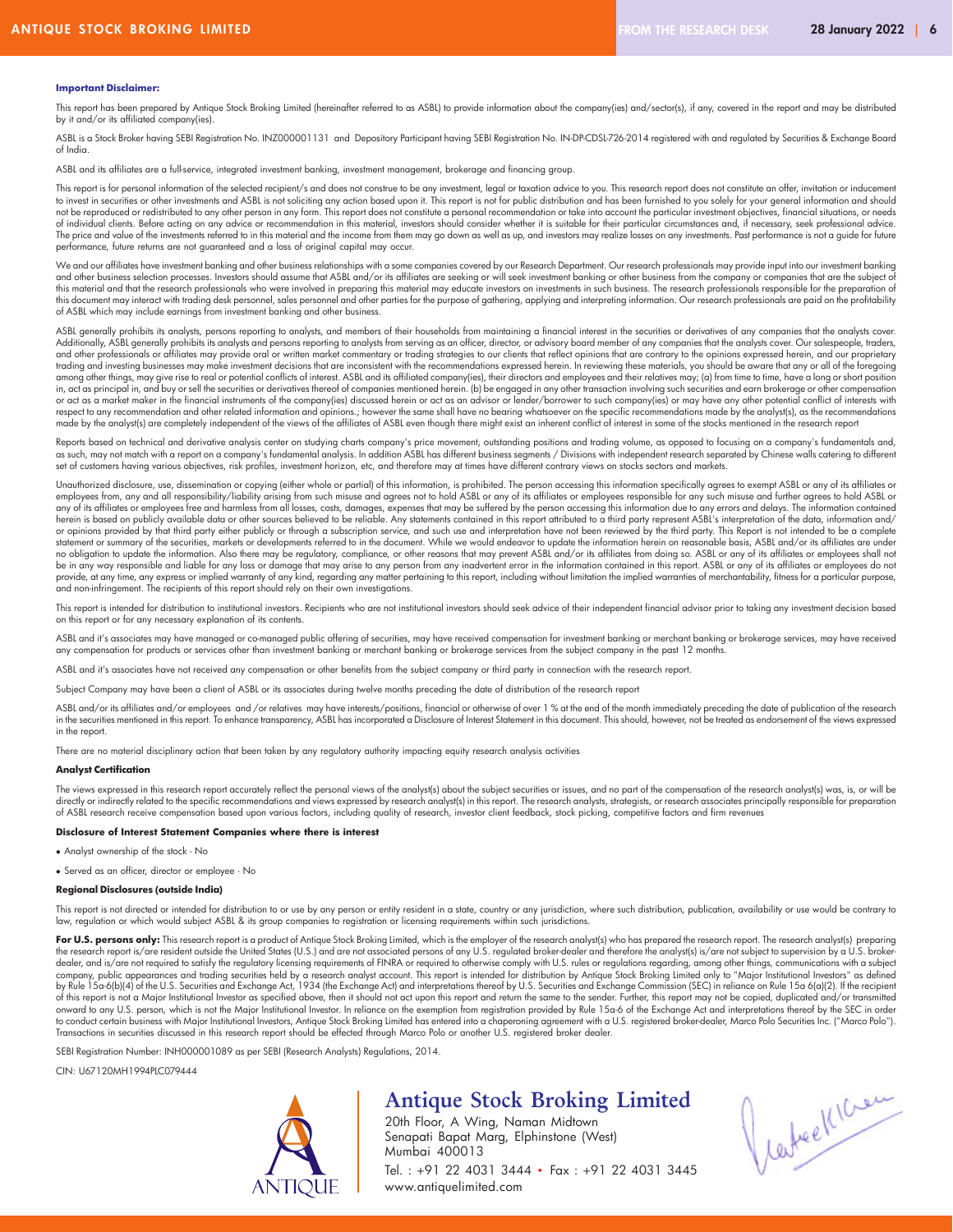**Important Disclaimer:**

This report has been prepared by Antique Stock Broking Limited (hereinafter referred to as ASBL) to provide information about the company(ies) and/sector(s), if any, covered in the report and may be distributed by it and/or its affiliated company(ies).

ASBL is a Stock Broker having SEBI Registration No. INZ000001131 and Depository Participant having SEBI Registration No. IN-DP-CDSL-726-2014 registered with and regulated by Securities & Exchange Board of India.

ASBL and its affiliates are a full-service, integrated investment banking, investment management, brokerage and financing group.

This report is for personal information of the selected recipient/s and does not construe to be any investment, legal or taxation advice to you. This research report does not constitute an offer, invitation or inducement to invest in securities or other investments and ASBL is not soliciting any action based upon it. This report is not for public distribution and has been furnished to you solely for your general information and should not be reproduced or redistributed to any other person in any form. This report does not constitute a personal recommendation or take into account the particular investment objectives, financial situations, or needs of individual clients. Before acting on any advice or recommendation in this material, investors should consider whether it is suitable for their particular circumstances and, if necessary, seek professional advice. The price and value of the investments referred to in this material and the income from them may go down as well as up, and investors may realize losses on any investments. Past performance is not a guide for future performance, future returns are not guaranteed and a loss of original capital may occur.

We and our affiliates have investment banking and other business relationships with a some companies covered by our Research Department. Our research professionals may provide input into our investment banking and other business selection processes. Investors should assume that ASBL and/or its affiliates are seeking or will seek investment banking or other business from the company or companies that are the subject of this material and that the research professionals who were involved in preparing this material may educate investors on investments in such business. The research professionals responsible for the preparation of this document may interact with trading desk personnel, sales personnel and other parties for the purpose of gathering, applying and interpreting information. Our research professionals are paid on the profitability of ASBL which may include earnings from investment banking and other business.

ASBL generally prohibits its analysts, persons reporting to analysts, and members of their households from maintaining a financial interest in the securities or derivatives of any companies that the analysts cover. Additionally, ASBL generally prohibits its analysts and persons reporting to analysts from serving as an officer, director, or advisory board member of any companies that the analysts cover. Our salespeople, traders, and other professionals or affiliates may provide oral or written market commentary or trading strategies to our clients that reflect opinions that are contrary to the opinions expressed herein, and our proprietary trading and investing businesses may make investment decisions that are inconsistent with the recommendations expressed herein. In reviewing these materials, you should be aware that any or all of the foregoing among other things, may give rise to real or potential conflicts of interest. ASBL and its affiliated company(ies), their directors and employees and their relatives may; (a) from time to time, have a long or short position in, act as principal in, and buy or sell the securities or derivatives thereof of companies mentioned herein. (b) be engaged in any other transaction involving such securities and earn brokerage or other compensation or act as a market maker in the financial instruments of the company(ies) discussed herein or act as an advisor or lender/borrower to such company(ies) or may have any other potential conflict of interests with respect to any recommendation and other related information and opinions.; however the same shall have no bearing whatsoever on the specific recommendations made by the analyst(s), as the recommendations made by the analyst(s) are completely independent of the views of the affiliates of ASBL even though there might exist an inherent conflict of interest in some of the stocks mentioned in the research report

Reports based on technical and derivative analysis center on studying charts company's price movement, outstanding positions and trading volume, as opposed to focusing on a company's fundamentals and, as such, may not match with a report on a company's fundamental analysis. In addition ASBL has different business segments / Divisions with independent research separated by Chinese walls catering to different set of customers having various objectives, risk profiles, investment horizon, etc, and therefore may at times have different contrary views on stocks sectors and markets.

Unauthorized disclosure, use, dissemination or copying (either whole or partial) of this information, is prohibited. The person accessing this information specifically agrees to exempt ASBL or any of its affiliates or employees from, any and all responsibility/liability arising from such misuse and agrees not to hold ASBL or any of its affiliates or employees responsible for any such misuse and further agrees to hold ASBL or any of its affiliates or employees free and harmless from all losses, costs, damages, expenses that may be suffered by the person accessing this information due to any errors and delays. The information contained herein is based on publicly available data or other sources believed to be reliable. Any statements contained in this report attributed to a third party represent ASBL's interpretation of the data, information and/or opinions provided by that third party either publicly or through a subscription service, and such use and interpretation have not been reviewed by the third party. This Report is not intended to be a complete statement or summary of the securities, markets or developments referred to in the document. While we would endeavor to update the information herein on reasonable basis, ASBL and/or its affiliates are under no obligation to update the information. Also there may be regulatory, compliance, or other reasons that may prevent ASBL and/or its affiliates from doing so. ASBL or any of its affiliates or employees shall not be in any way responsible and liable for any loss or damage that may arise to any person from any inadvertent error in the information contained in this report. ASBL or any of its affiliates or employees do not provide, at any time, any express or implied warranty of any kind, regarding any matter pertaining to this report, including without limitation the implied warranties of merchantability, fitness for a particular purpose, and non-infringement. The recipients of this report should rely on their own investigations.

This report is intended for distribution to institutional investors. Recipients who are not institutional investors should seek advice of their independent financial advisor prior to taking any investment decision based on this report or for any necessary explanation of its contents.

ASBL and it's associates may have managed or co-managed public offering of securities, may have received compensation for investment banking or merchant banking or brokerage services, may have received any compensation for products or services other than investment banking or merchant banking or brokerage services from the subject company in the past 12 months.

ASBL and it's associates have not received any compensation or other benefits from the subject company or third party in connection with the research report.

Subject Company may have been a client of ASBL or its associates during twelve months preceding the date of distribution of the research report

ASBL and/or its affiliates and/or employees and /or relatives may have interests/positions, financial or otherwise of over 1 % at the end of the month immediately preceding the date of publication of the research in the securities mentioned in this report. To enhance transparency, ASBL has incorporated a Disclosure of Interest Statement in this document. This should, however, not be treated as endorsement of the views expressed in the report.

There are no material disciplinary action that been taken by any regulatory authority impacting equity research analysis activities

**Analyst Certification**

The views expressed in this research report accurately reflect the personal views of the analyst(s) about the subject securities or issues, and no part of the compensation of the research analyst(s) was, is, or will be directly or indirectly related to the specific recommendations and views expressed by research analyst(s) in this report. The research analysts, strategists, or research associates principally responsible for preparation of ASBL research receive compensation based upon various factors, including quality of research, investor client feedback, stock picking, competitive factors and firm revenues

**Disclosure of Interest Statement Companies where there is interest**

- Analyst ownership of the stock - No
- Served as an officer, director or employee - No

**Regional Disclosures (outside India)**

This report is not directed or intended for distribution to or use by any person or entity resident in a state, country or any jurisdiction, where such distribution, publication, availability or use would be contrary to law, regulation or which would subject ASBL & its group companies to registration or licensing requirements within such jurisdictions.

**For U.S. persons only:** This research report is a product of Antique Stock Broking Limited, which is the employer of the research analyst(s) who has prepared the research report. The research analyst(s) preparing the research report is/are resident outside the United States (U.S.) and are not associated persons of any U.S. regulated broker-dealer and therefore the analyst(s) is/are not subject to supervision by a U.S. broker-dealer, and is/are not required to satisfy the regulatory licensing requirements of FINRA or required to otherwise comply with U.S. rules or regulations regarding, among other things, communications with a subject company, public appearances and trading securities held by a research analyst account. This report is intended for distribution by Antique Stock Broking Limited only to "Major Institutional Investors" as defined by Rule 15a-6(b)(4) of the U.S. Securities and Exchange Act, 1934 (the Exchange Act) and interpretations thereof by U.S. Securities and Exchange Commission (SEC) in reliance on Rule 15a 6(a)(2). If the recipient of this report is not a Major Institutional Investor as specified above, then it should not act upon this report and return the same to the sender. Further, this report may not be copied, duplicated and/or transmitted onward to any U.S. person, which is not the Major Institutional Investor. In reliance on the exemption from registration provided by Rule 15a-6 of the Exchange Act and interpretations thereof by the SEC in order to conduct certain business with Major Institutional Investors, Antique Stock Broking Limited has entered into a chaperoning agreement with a U.S. registered broker-dealer, Marco Polo Securities Inc. ("Marco Polo"). Transactions in securities discussed in this research report should be effected through Marco Polo or another U.S. registered broker dealer.

SEBI Registration Number: INH000001089 as per SEBI (Research Analysts) Regulations, 2014.

CIN: U67120MH1994PLC079444

**Antique Stock Broking Limited**

20th Floor, A Wing, Naman Midtown
Senapati Bapat Marg, Elphinstone (West)
Mumbai 400013

Tel. : +91 22 4031 3444 • Fax : +91 22 4031 3445
www.antiquelimited.com